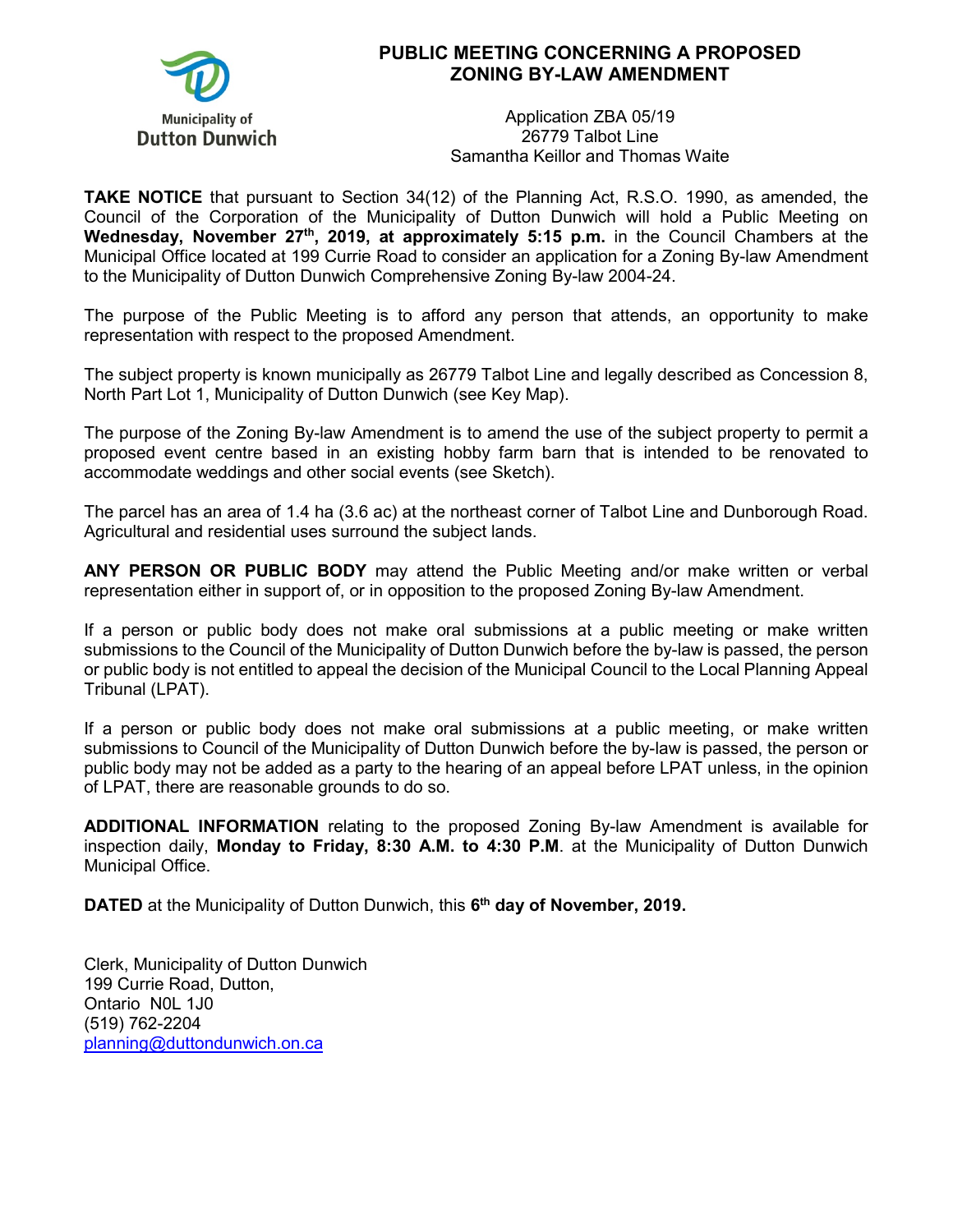Municipality of Dutton Dunwich

# PUBLIC MEETING CONCERNING A PROPOSED ZONING BY-LAW AMENDMENT

Application ZBA 05/19
26779 Talbot Line
Samantha Keillor and Thomas Waite

**TAKE NOTICE** that pursuant to Section 34(12) of the Planning Act, R.S.O. 1990, as amended, the Council of the Corporation of the Municipality of Dutton Dunwich will hold a Public Meeting on **Wednesday, November 27th, 2019, at approximately 5:15 p.m.** in the Council Chambers at the Municipal Office located at 199 Currie Road to consider an application for a Zoning By-law Amendment to the Municipality of Dutton Dunwich Comprehensive Zoning By-law 2004-24.

The purpose of the Public Meeting is to afford any person that attends, an opportunity to make representation with respect to the proposed Amendment.

The subject property is known municipally as 26779 Talbot Line and legally described as Concession 8, North Part Lot 1, Municipality of Dutton Dunwich (see Key Map).

The purpose of the Zoning By-law Amendment is to amend the use of the subject property to permit a proposed event centre based in an existing hobby farm barn that is intended to be renovated to accommodate weddings and other social events (see Sketch).

The parcel has an area of 1.4 ha (3.6 ac) at the northeast corner of Talbot Line and Dunborough Road. Agricultural and residential uses surround the subject lands.

**ANY PERSON OR PUBLIC BODY** may attend the Public Meeting and/or make written or verbal representation either in support of, or in opposition to the proposed Zoning By-law Amendment.

If a person or public body does not make oral submissions at a public meeting or make written submissions to the Council of the Municipality of Dutton Dunwich before the by-law is passed, the person or public body is not entitled to appeal the decision of the Municipal Council to the Local Planning Appeal Tribunal (LPAT).

If a person or public body does not make oral submissions at a public meeting, or make written submissions to Council of the Municipality of Dutton Dunwich before the by-law is passed, the person or public body may not be added as a party to the hearing of an appeal before LPAT unless, in the opinion of LPAT, there are reasonable grounds to do so.

**ADDITIONAL INFORMATION** relating to the proposed Zoning By-law Amendment is available for inspection daily, **Monday to Friday, 8:30 A.M. to 4:30 P.M**. at the Municipality of Dutton Dunwich Municipal Office.

**DATED** at the Municipality of Dutton Dunwich, this **6th day of November, 2019.**

Clerk, Municipality of Dutton Dunwich
199 Currie Road, Dutton,
Ontario N0L 1J0
(519) 762-2204
planning@duttondunwich.on.ca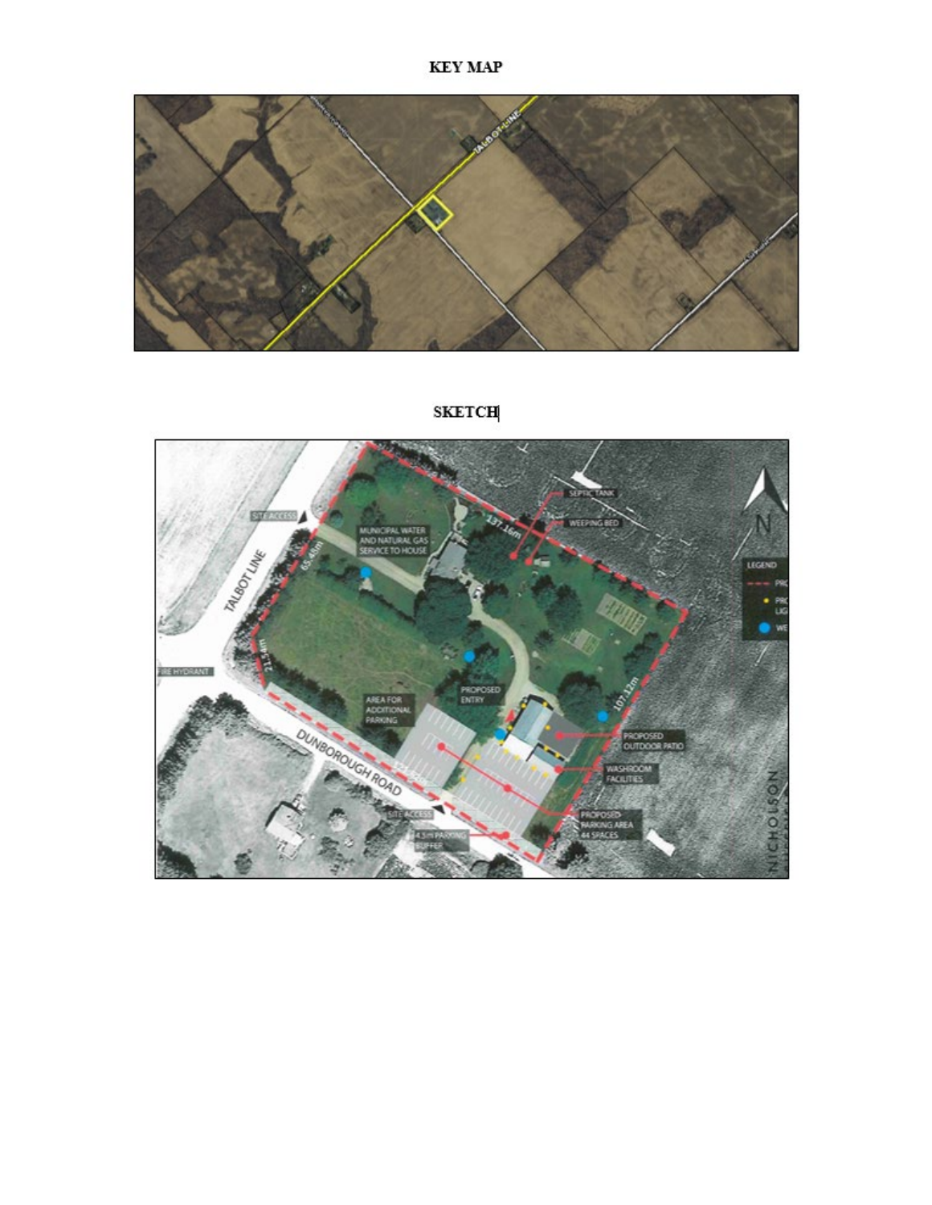# KEY MAP

TALBOT LINE

# SKETCH

SITE ACCESS

MUNICIPAL WATER AND NATURAL GAS SERVICE TO HOUSE

137.16m

SEPTIC TANK

WEEPING BED

65.43m

TALBOT LINE

21.54m

FIRE HYDRANT

AREA FOR ADDITIONAL PARKING

PROPOSED ENTRY

107.12m

PROPOSED OUTDOOR PATIO

WASHROOM FACILITIES

DUNBOROUGH ROAD

SITE ACCESS

4.5 m PARKING BUFFER

PROPOSED PARKING AREA 44 SPACES

N

LEGEND

NICHOLSON